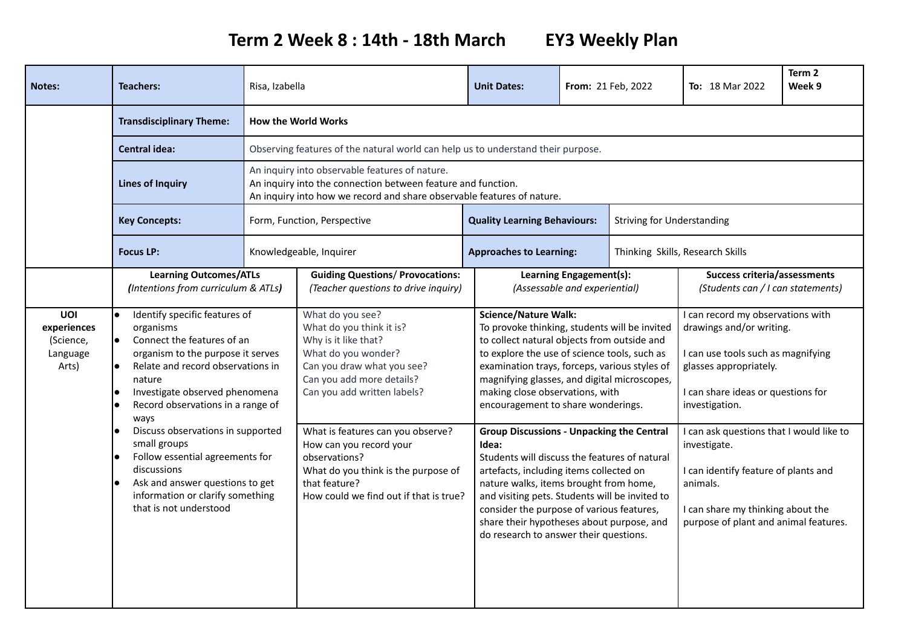# Term 2 Week 8 : 14th - 18th March EY3 Weekly Plan

| Notes: | Teachers: | Risa, Izabella | Unit Dates: | From: 21 Feb, 2022 | To: 18 Mar 2022 | Term 2 Week 9 |
|---|---|---|---|---|---|---|
| | **Transdisciplinary Theme:** | **How the World Works** | | | | |
| | **Central idea:** | Observing features of the natural world can help us to understand their purpose. | | | | |
| | **Lines of Inquiry** | An inquiry into observable features of nature.<br>An inquiry into the connection between feature and function.<br>An inquiry into how we record and share observable features of nature. | | | | |
| | **Key Concepts:** | Form, Function, Perspective | **Quality Learning Behaviours:** | Striving for Understanding | | |
| | **Focus LP:** | Knowledgeable, Inquirer | **Approaches to Learning:** | Thinking Skills, Research Skills | | |

| | **Learning Outcomes/ATLs** *(Intentions from curriculum & ATLs)* | **Guiding Questions/ Provocations:** *(Teacher questions to drive inquiry)* | **Learning Engagement(s):** *(Assessable and experiential)* | **Success criteria/assessments** *(Students can / I can statements)* |
|---|---|---|---|---|
| **UOI experiences** (Science, Language Arts) | • Identify specific features of organisms<br>• Connect the features of an organism to the purpose it serves<br>• Relate and record observations in nature<br>• Investigate observed phenomena<br>• Record observations in a range of ways<br>• Discuss observations in supported small groups<br>• Follow essential agreements for discussions<br>• Ask and answer questions to get information or clarify something that is not understood | What do you see?<br>What do you think it is?<br>Why is it like that?<br>What do you wonder?<br>Can you draw what you see?<br>Can you add more details?<br>Can you add written labels? | **Science/Nature Walk:**<br>To provoke thinking, students will be invited to collect natural objects from outside and to explore the use of science tools, such as examination trays, forceps, various styles of magnifying glasses, and digital microscopes, making close observations, with encouragement to share wonderings. | I can record my observations with drawings and/or writing.<br><br>I can use tools such as magnifying glasses appropriately.<br><br>I can share ideas or questions for investigation. |
| | | What is features can you observe?<br>How can you record your observations?<br>What do you think is the purpose of that feature?<br>How could we find out if that is true? | **Group Discussions - Unpacking the Central Idea:**<br>Students will discuss the features of natural artefacts, including items collected on nature walks, items brought from home, and visiting pets. Students will be invited to consider the purpose of various features, share their hypotheses about purpose, and do research to answer their questions. | I can ask questions that I would like to investigate.<br><br>I can identify feature of plants and animals.<br><br>I can share my thinking about the purpose of plant and animal features. |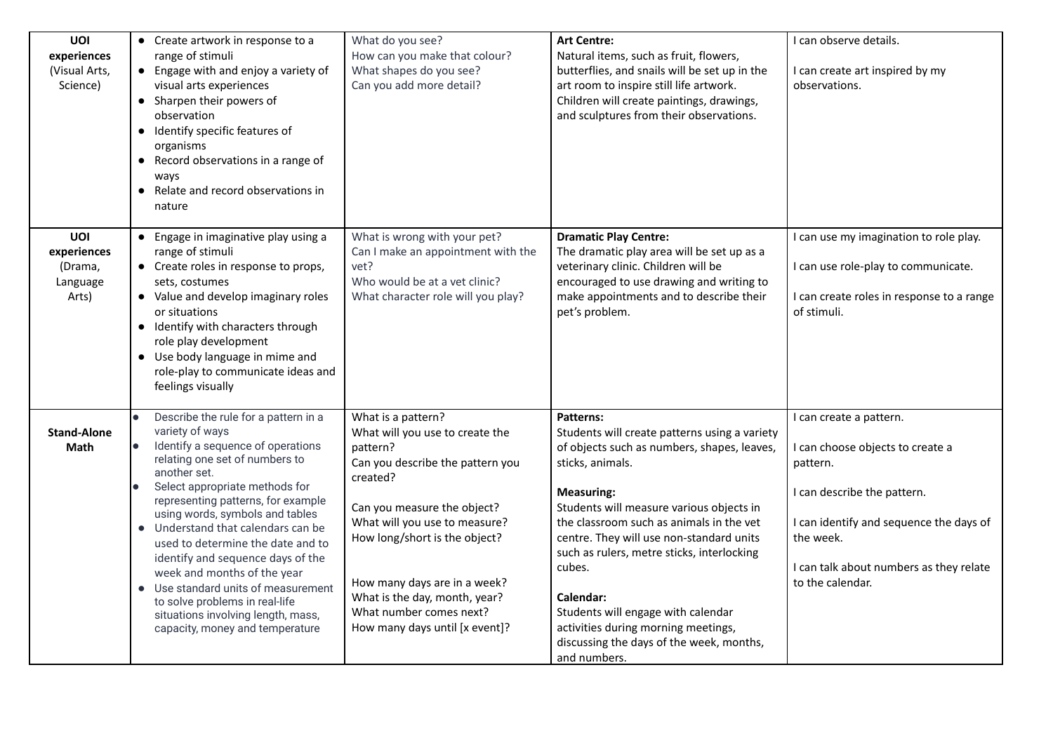| | | | | |
|---|---|---|---|---|
| **UOI experiences** (Visual Arts, Science) | • Create artwork in response to a range of stimuli<br>• Engage with and enjoy a variety of visual arts experiences<br>• Sharpen their powers of observation<br>• Identify specific features of organisms<br>• Record observations in a range of ways<br>• Relate and record observations in nature | What do you see?<br>How can you make that colour?<br>What shapes do you see?<br>Can you add more detail? | **Art Centre:**<br>Natural items, such as fruit, flowers, butterflies, and snails will be set up in the art room to inspire still life artwork. Children will create paintings, drawings, and sculptures from their observations. | I can observe details.<br><br>I can create art inspired by my observations. |
| **UOI experiences** (Drama, Language Arts) | • Engage in imaginative play using a range of stimuli<br>• Create roles in response to props, sets, costumes<br>• Value and develop imaginary roles or situations<br>• Identify with characters through role play development<br>• Use body language in mime and role-play to communicate ideas and feelings visually | What is wrong with your pet?<br>Can I make an appointment with the vet?<br>Who would be at a vet clinic?<br>What character role will you play? | **Dramatic Play Centre:**<br>The dramatic play area will be set up as a veterinary clinic. Children will be encouraged to use drawing and writing to make appointments and to describe their pet's problem. | I can use my imagination to role play.<br><br>I can use role-play to communicate.<br><br>I can create roles in response to a range of stimuli. |
| **Stand-Alone Math** | • Describe the rule for a pattern in a variety of ways<br>• Identify a sequence of operations relating one set of numbers to another set.<br>• Select appropriate methods for representing patterns, for example using words, symbols and tables<br>• Understand that calendars can be used to determine the date and to identify and sequence days of the week and months of the year<br>• Use standard units of measurement to solve problems in real-life situations involving length, mass, capacity, money and temperature | What is a pattern?<br>What will you use to create the pattern?<br>Can you describe the pattern you created?<br><br>Can you measure the object?<br>What will you use to measure?<br>How long/short is the object?<br><br>How many days are in a week?<br>What is the day, month, year?<br>What number comes next?<br>How many days until [x event]? | **Patterns:**<br>Students will create patterns using a variety of objects such as numbers, shapes, leaves, sticks, animals.<br><br>**Measuring:**<br>Students will measure various objects in the classroom such as animals in the vet centre. They will use non-standard units such as rulers, metre sticks, interlocking cubes.<br><br>**Calendar:**<br>Students will engage with calendar activities during morning meetings, discussing the days of the week, months, and numbers. | I can create a pattern.<br><br>I can choose objects to create a pattern.<br><br>I can describe the pattern.<br><br>I can identify and sequence the days of the week.<br><br>I can talk about numbers as they relate to the calendar. |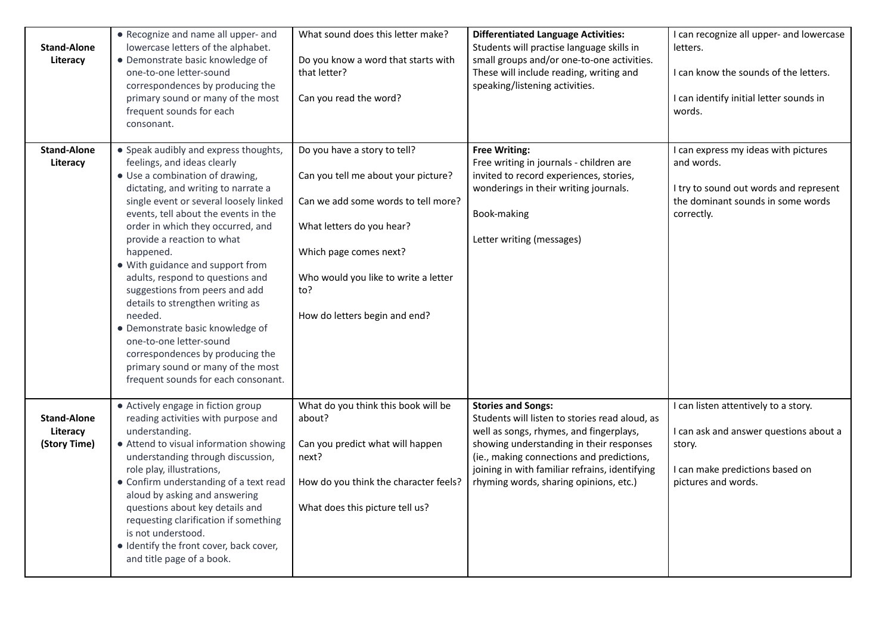| | | | | |
|---|---|---|---|---|
| **Stand-Alone Literacy** | • Recognize and name all upper- and lowercase letters of the alphabet.<br>• Demonstrate basic knowledge of one-to-one letter-sound correspondences by producing the primary sound or many of the most frequent sounds for each consonant. | What sound does this letter make?<br><br>Do you know a word that starts with that letter?<br><br>Can you read the word? | **Differentiated Language Activities:**<br>Students will practise language skills in small groups and/or one-to-one activities. These will include reading, writing and speaking/listening activities. | I can recognize all upper- and lowercase letters.<br><br>I can know the sounds of the letters.<br><br>I can identify initial letter sounds in words. |
| **Stand-Alone Literacy** | • Speak audibly and express thoughts, feelings, and ideas clearly<br>• Use a combination of drawing, dictating, and writing to narrate a single event or several loosely linked events, tell about the events in the order in which they occurred, and provide a reaction to what happened.<br>• With guidance and support from adults, respond to questions and suggestions from peers and add details to strengthen writing as needed.<br>• Demonstrate basic knowledge of one-to-one letter-sound correspondences by producing the primary sound or many of the most frequent sounds for each consonant. | Do you have a story to tell?<br><br>Can you tell me about your picture?<br><br>Can we add some words to tell more?<br><br>What letters do you hear?<br><br>Which page comes next?<br><br>Who would you like to write a letter to?<br><br>How do letters begin and end? | **Free Writing:**<br>Free writing in journals - children are invited to record experiences, stories, wonderings in their writing journals.<br><br>Book-making<br><br>Letter writing (messages) | I can express my ideas with pictures and words.<br><br>I try to sound out words and represent the dominant sounds in some words correctly. |
| **Stand-Alone Literacy (Story Time)** | • Actively engage in fiction group reading activities with purpose and understanding.<br>• Attend to visual information showing understanding through discussion, role play, illustrations,<br>• Confirm understanding of a text read aloud by asking and answering questions about key details and requesting clarification if something is not understood.<br>• Identify the front cover, back cover, and title page of a book. | What do you think this book will be about?<br><br>Can you predict what will happen next?<br><br>How do you think the character feels?<br><br>What does this picture tell us? | **Stories and Songs:**<br>Students will listen to stories read aloud, as well as songs, rhymes, and fingerplays, showing understanding in their responses (ie., making connections and predictions, joining in with familiar refrains, identifying rhyming words, sharing opinions, etc.) | I can listen attentively to a story.<br><br>I can ask and answer questions about a story.<br><br>I can make predictions based on pictures and words. |